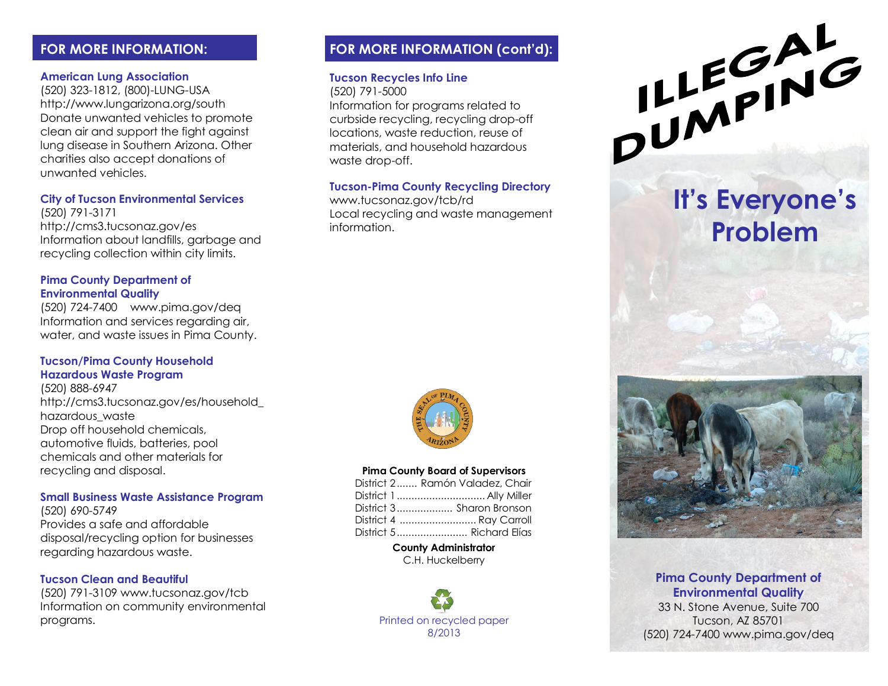## FOR MORE INFORMATION:

**American Lung Association**
(520) 323-1812, (800)-LUNG-USA
http://www.lungarizona.org/south
Donate unwanted vehicles to promote clean air and support the fight against lung disease in Southern Arizona. Other charities also accept donations of unwanted vehicles.

**City of Tucson Environmental Services**
(520) 791-3171
http://cms3.tucsonaz.gov/es
Information about landfills, garbage and recycling collection within city limits.

**Pima County Department of Environmental Quality**
(520) 724-7400 www.pima.gov/deq
Information and services regarding air, water, and waste issues in Pima County.

**Tucson/Pima County Household Hazardous Waste Program**
(520) 888-6947
http://cms3.tucsonaz.gov/es/household_hazardous_waste
Drop off household chemicals, automotive fluids, batteries, pool chemicals and other materials for recycling and disposal.

**Small Business Waste Assistance Program**
(520) 690-5749
Provides a safe and affordable disposal/recycling option for businesses regarding hazardous waste.

**Tucson Clean and Beautiful**
(520) 791-3109 www.tucsonaz.gov/tcb
Information on community environmental programs.

## FOR MORE INFORMATION (cont'd):

**Tucson Recycles Info Line**
(520) 791-5000
Information for programs related to curbside recycling, recycling drop-off locations, waste reduction, reuse of materials, and household hazardous waste drop-off.

**Tucson-Pima County Recycling Directory**
www.tucsonaz.gov/tcb/rd
Local recycling and waste management information.

THE SEAL OF PIMA COUNTY ARIZONA

**Pima County Board of Supervisors**
District 2....... Ramón Valadez, Chair
District 1 .............................. Ally Miller
District 3.................. Sharon Bronson
District 4 .......................... Ray Carroll
District 5........................ Richard Elías

**County Administrator**
C.H. Huckelberry

Printed on recycled paper
8/2013

# ILLEGAL DUMPING

## It's Everyone's Problem

**Pima County Department of Environmental Quality**
33 N. Stone Avenue, Suite 700
Tucson, AZ 85701
(520) 724-7400 www.pima.gov/deq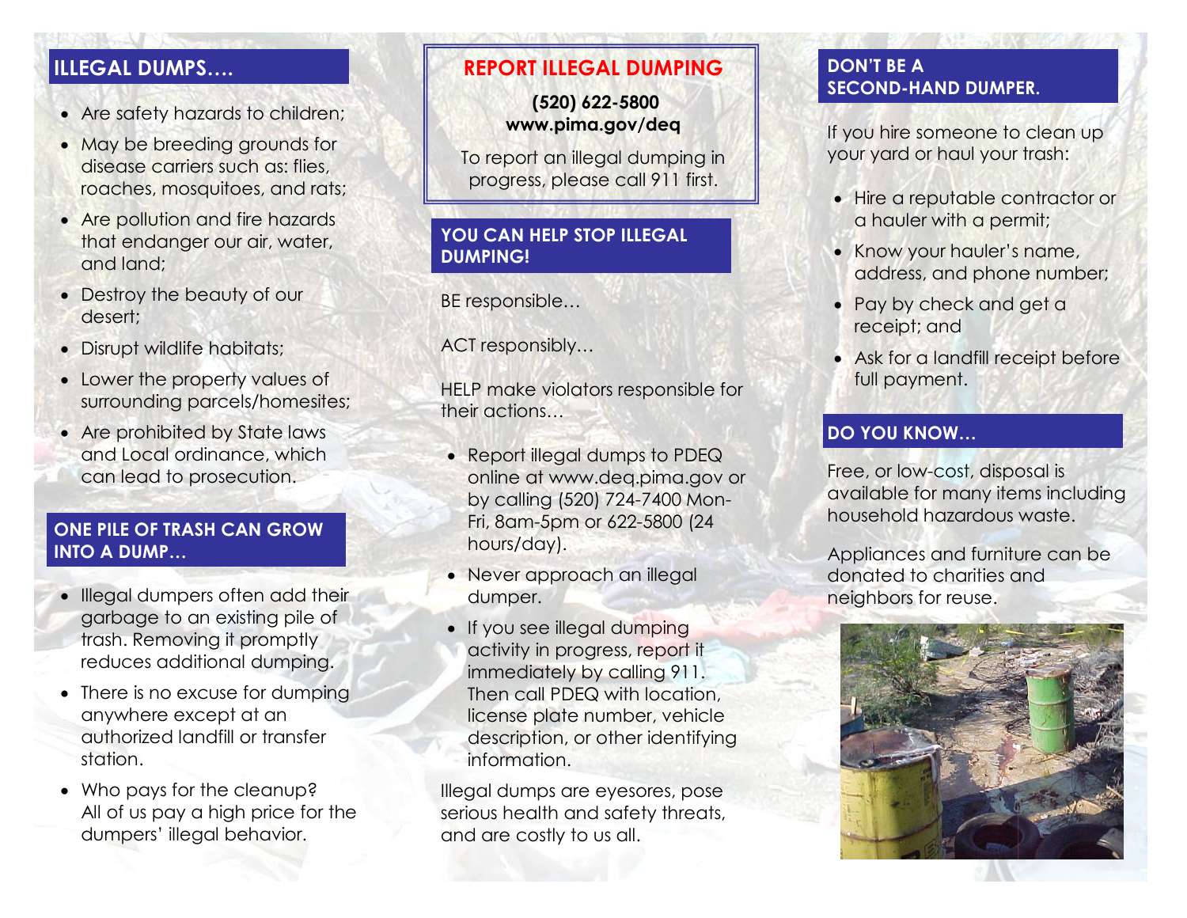## ILLEGAL DUMPS….

- Are safety hazards to children;
- May be breeding grounds for disease carriers such as: flies, roaches, mosquitoes, and rats;
- Are pollution and fire hazards that endanger our air, water, and land;
- Destroy the beauty of our desert;
- Disrupt wildlife habitats;
- Lower the property values of surrounding parcels/homesites;
- Are prohibited by State laws and Local ordinance, which can lead to prosecution.

## ONE PILE OF TRASH CAN GROW INTO A DUMP…

- Illegal dumpers often add their garbage to an existing pile of trash. Removing it promptly reduces additional dumping.
- There is no excuse for dumping anywhere except at an authorized landfill or transfer station.
- Who pays for the cleanup? All of us pay a high price for the dumpers' illegal behavior.

## REPORT ILLEGAL DUMPING

**(520) 622-5800**
**www.pima.gov/deq**

To report an illegal dumping in progress, please call 911 first.

## YOU CAN HELP STOP ILLEGAL DUMPING!

BE responsible…

ACT responsibly…

HELP make violators responsible for their actions…

- Report illegal dumps to PDEQ online at www.deq.pima.gov or by calling (520) 724-7400 Mon-Fri, 8am-5pm or 622-5800 (24 hours/day).
- Never approach an illegal dumper.
- If you see illegal dumping activity in progress, report it immediately by calling 911. Then call PDEQ with location, license plate number, vehicle description, or other identifying information.

Illegal dumps are eyesores, pose serious health and safety threats, and are costly to us all.

## DON'T BE A SECOND-HAND DUMPER.

If you hire someone to clean up your yard or haul your trash:

- Hire a reputable contractor or a hauler with a permit;
- Know your hauler's name, address, and phone number;
- Pay by check and get a receipt; and
- Ask for a landfill receipt before full payment.

## DO YOU KNOW…

Free, or low-cost, disposal is available for many items including household hazardous waste.

Appliances and furniture can be donated to charities and neighbors for reuse.